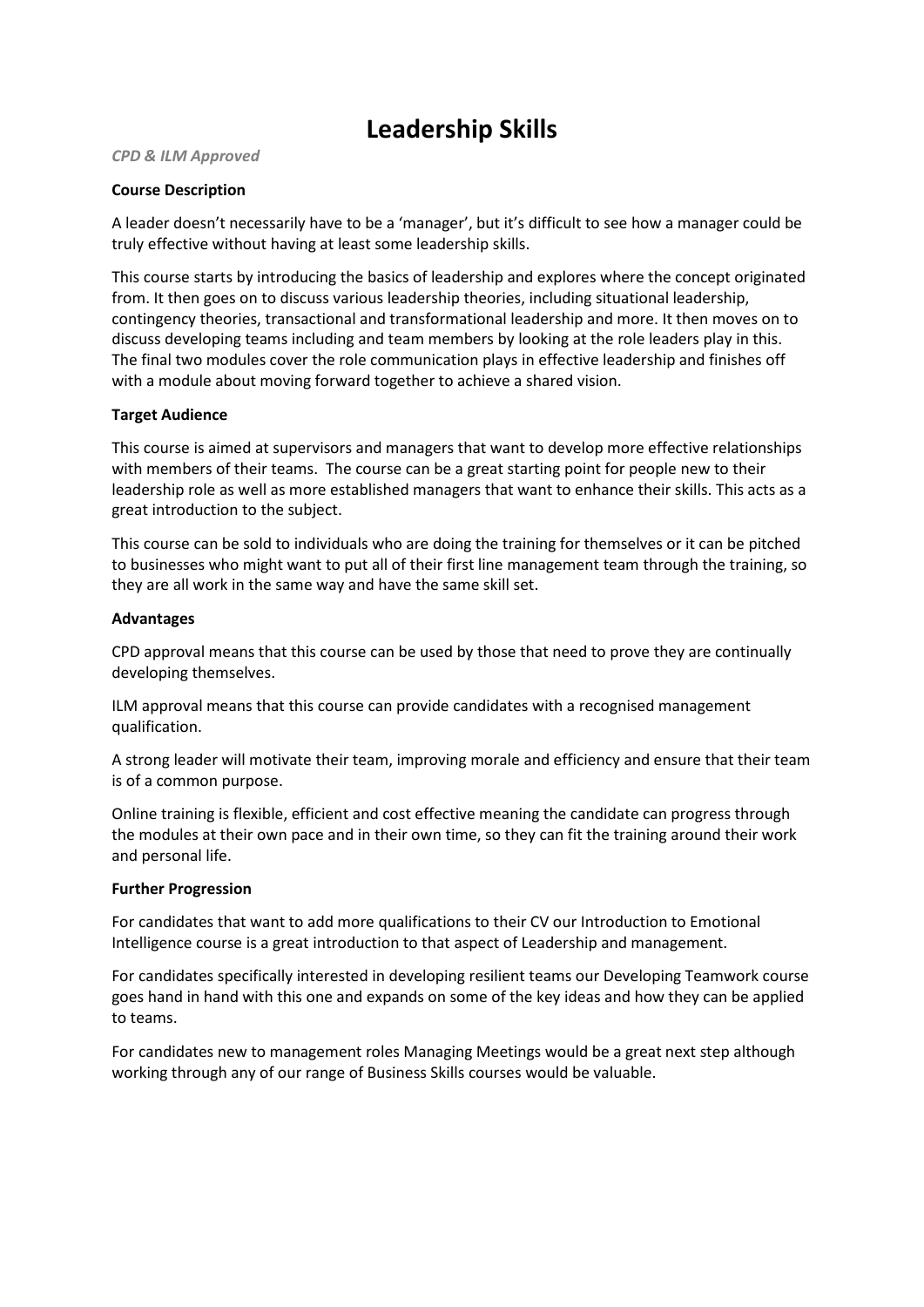# Leadership Skills

***CPD & ILM Approved***

**Course Description**

A leader doesn't necessarily have to be a 'manager', but it's difficult to see how a manager could be truly effective without having at least some leadership skills.

This course starts by introducing the basics of leadership and explores where the concept originated from. It then goes on to discuss various leadership theories, including situational leadership, contingency theories, transactional and transformational leadership and more. It then moves on to discuss developing teams including and team members by looking at the role leaders play in this. The final two modules cover the role communication plays in effective leadership and finishes off with a module about moving forward together to achieve a shared vision.

**Target Audience**

This course is aimed at supervisors and managers that want to develop more effective relationships with members of their teams. The course can be a great starting point for people new to their leadership role as well as more established managers that want to enhance their skills. This acts as a great introduction to the subject.

This course can be sold to individuals who are doing the training for themselves or it can be pitched to businesses who might want to put all of their first line management team through the training, so they are all work in the same way and have the same skill set.

**Advantages**

CPD approval means that this course can be used by those that need to prove they are continually developing themselves.

ILM approval means that this course can provide candidates with a recognised management qualification.

A strong leader will motivate their team, improving morale and efficiency and ensure that their team is of a common purpose.

Online training is flexible, efficient and cost effective meaning the candidate can progress through the modules at their own pace and in their own time, so they can fit the training around their work and personal life.

**Further Progression**

For candidates that want to add more qualifications to their CV our Introduction to Emotional Intelligence course is a great introduction to that aspect of Leadership and management.

For candidates specifically interested in developing resilient teams our Developing Teamwork course goes hand in hand with this one and expands on some of the key ideas and how they can be applied to teams.

For candidates new to management roles Managing Meetings would be a great next step although working through any of our range of Business Skills courses would be valuable.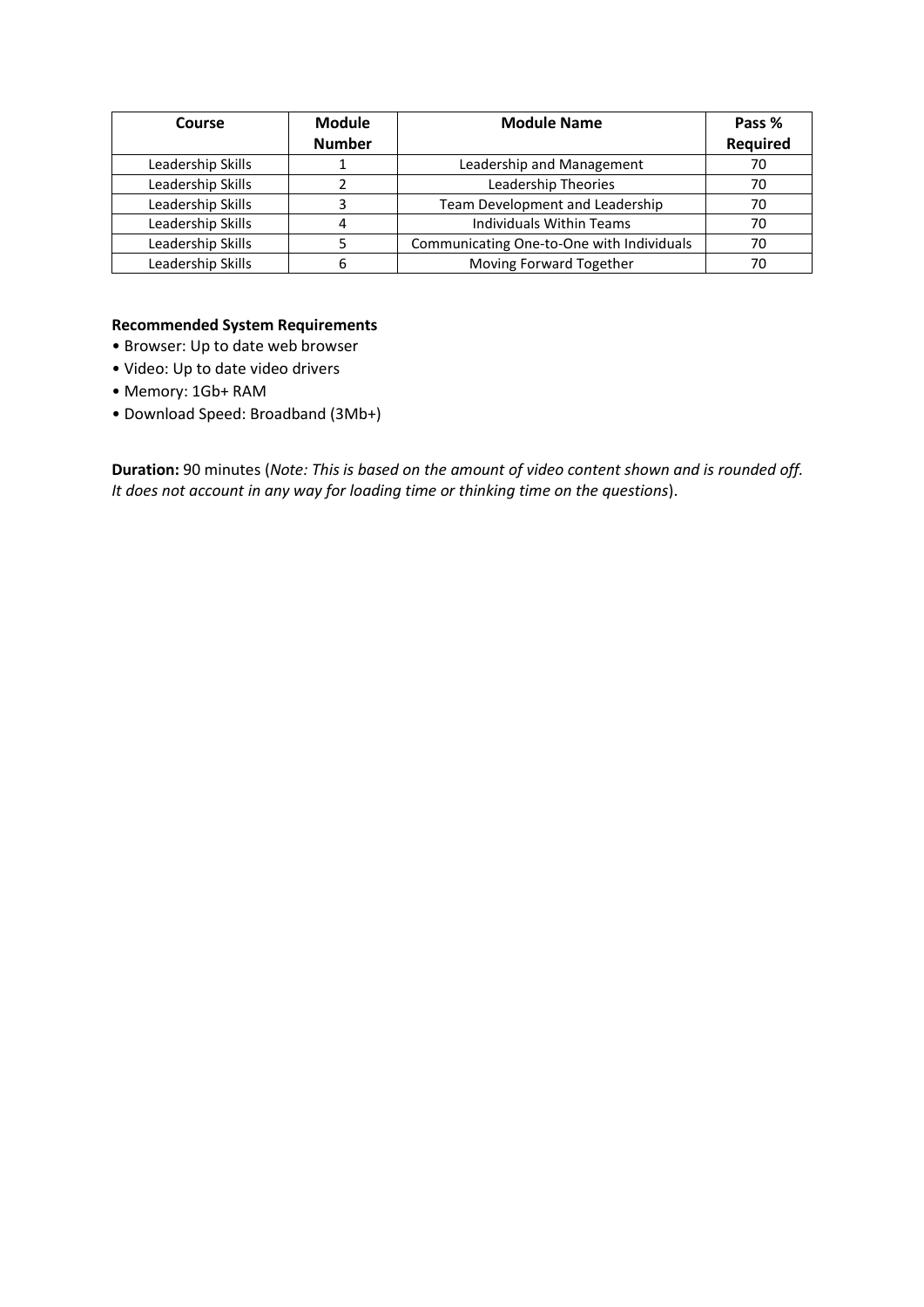| Course | Module Number | Module Name | Pass % Required |
|---|---|---|---|
| Leadership Skills | 1 | Leadership and Management | 70 |
| Leadership Skills | 2 | Leadership Theories | 70 |
| Leadership Skills | 3 | Team Development and Leadership | 70 |
| Leadership Skills | 4 | Individuals Within Teams | 70 |
| Leadership Skills | 5 | Communicating One-to-One with Individuals | 70 |
| Leadership Skills | 6 | Moving Forward Together | 70 |

**Recommended System Requirements**

- Browser: Up to date web browser
- Video: Up to date video drivers
- Memory: 1Gb+ RAM
- Download Speed: Broadband (3Mb+)

**Duration:** 90 minutes (*Note: This is based on the amount of video content shown and is rounded off. It does not account in any way for loading time or thinking time on the questions*).